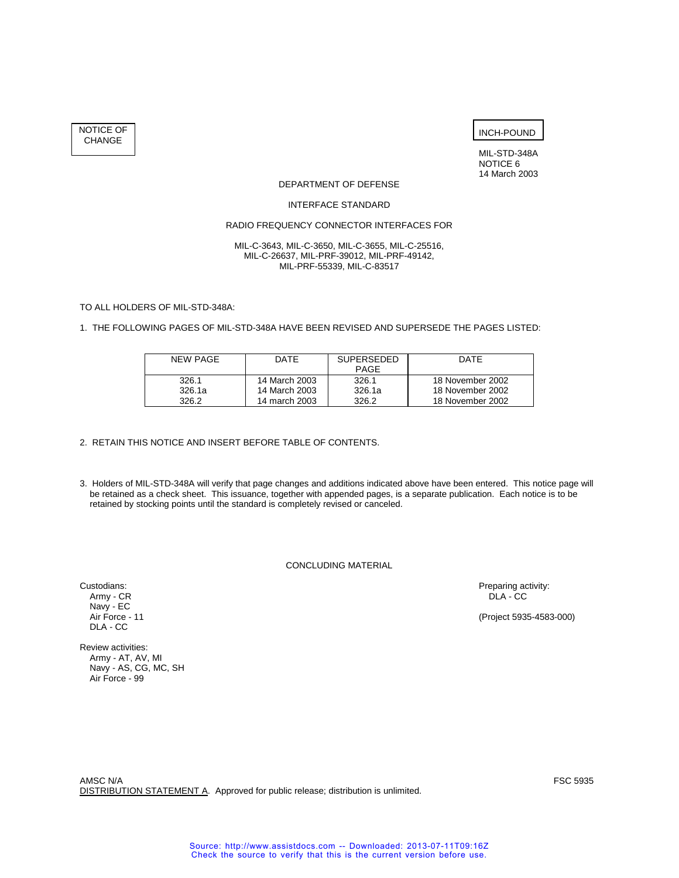NOTICE OF CHANGE

INCH-POUND

MIL-STD-348A
NOTICE 6
14 March 2003

DEPARTMENT OF DEFENSE

INTERFACE STANDARD

RADIO FREQUENCY CONNECTOR INTERFACES FOR

MIL-C-3643, MIL-C-3650, MIL-C-3655, MIL-C-25516,
MIL-C-26637, MIL-PRF-39012, MIL-PRF-49142,
MIL-PRF-55339, MIL-C-83517

TO ALL HOLDERS OF MIL-STD-348A:

1. THE FOLLOWING PAGES OF MIL-STD-348A HAVE BEEN REVISED AND SUPERSEDE THE PAGES LISTED:

| NEW PAGE | DATE | SUPERSEDED PAGE | DATE |
|---|---|---|---|
| 326.1 | 14 March 2003 | 326.1 | 18 November 2002 |
| 326.1a | 14 March 2003 | 326.1a | 18 November 2002 |
| 326.2 | 14 march 2003 | 326.2 | 18 November 2002 |

2. RETAIN THIS NOTICE AND INSERT BEFORE TABLE OF CONTENTS.

3. Holders of MIL-STD-348A will verify that page changes and additions indicated above have been entered. This notice page will be retained as a check sheet. This issuance, together with appended pages, is a separate publication. Each notice is to be retained by stocking points until the standard is completely revised or canceled.

CONCLUDING MATERIAL

Custodians:
Army - CR
Navy - EC
Air Force - 11
DLA - CC

Preparing activity:
DLA - CC

(Project 5935-4583-000)

Review activities:
Army - AT, AV, MI
Navy - AS, CG, MC, SH
Air Force - 99

AMSC N/A

FSC 5935

DISTRIBUTION STATEMENT A. Approved for public release; distribution is unlimited.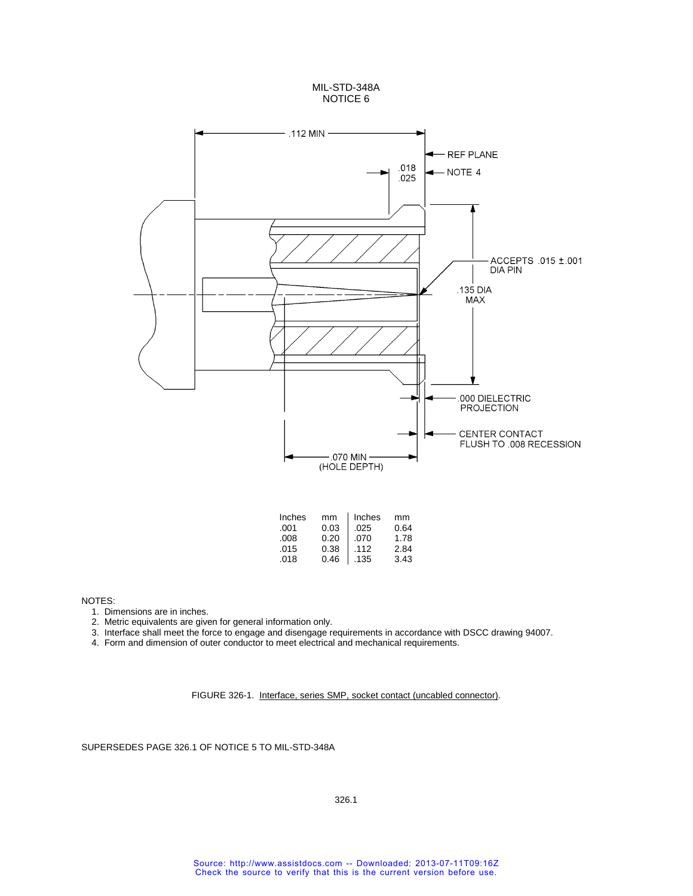MIL-STD-348A
NOTICE 6

.112 MIN

REF PLANE

.018
.025

NOTE 4

ACCEPTS .015 ±.001 DIA PIN

.135 DIA MAX

.000 DIELECTRIC PROJECTION

CENTER CONTACT FLUSH TO .008 RECESSION

.070 MIN (HOLE DEPTH)

| Inches | mm | Inches | mm |
|---|---|---|---|
| .001 | 0.03 | .025 | 0.64 |
| .008 | 0.20 | .070 | 1.78 |
| .015 | 0.38 | .112 | 2.84 |
| .018 | 0.46 | .135 | 3.43 |

NOTES:

1. Dimensions are in inches.
2. Metric equivalents are given for general information only.
3. Interface shall meet the force to engage and disengage requirements in accordance with DSCC drawing 94007.
4. Form and dimension of outer conductor to meet electrical and mechanical requirements.

FIGURE 326-1. Interface, series SMP, socket contact (uncabled connector).

SUPERSEDES PAGE 326.1 OF NOTICE 5 TO MIL-STD-348A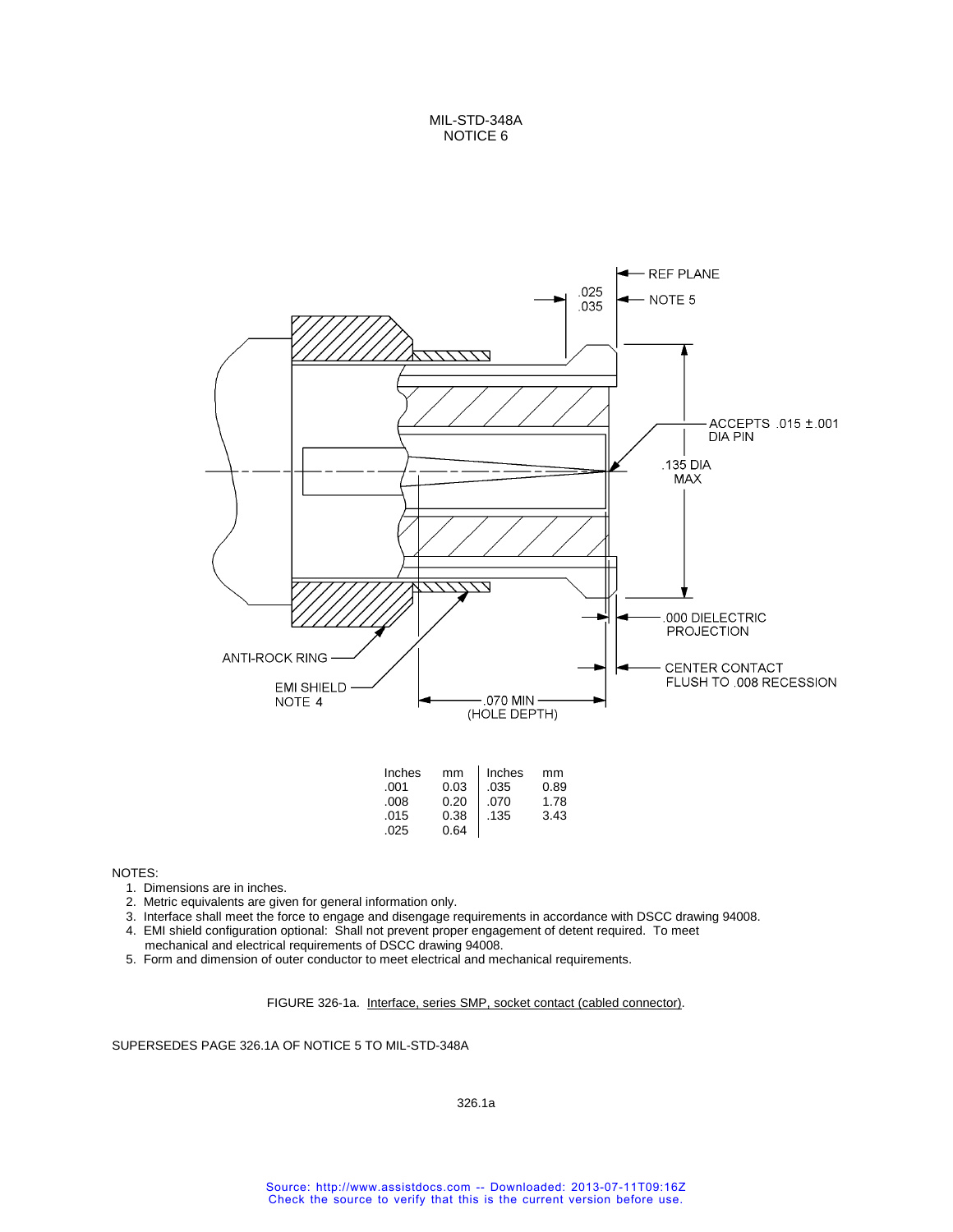| Inches | mm | Inches | mm |
|---|---|---|---|
| .001 | 0.03 | .035 | 0.89 |
| .008 | 0.20 | .070 | 1.78 |
| .015 | 0.38 | .135 | 3.43 |
| .025 | 0.64 | | |

NOTES:

1. Dimensions are in inches.
2. Metric equivalents are given for general information only.
3. Interface shall meet the force to engage and disengage requirements in accordance with DSCC drawing 94008.
4. EMI shield configuration optional: Shall not prevent proper engagement of detent required. To meet mechanical and electrical requirements of DSCC drawing 94008.
5. Form and dimension of outer conductor to meet electrical and mechanical requirements.

FIGURE 326-1a. Interface, series SMP, socket contact (cabled connector).

SUPERSEDES PAGE 326.1A OF NOTICE 5 TO MIL-STD-348A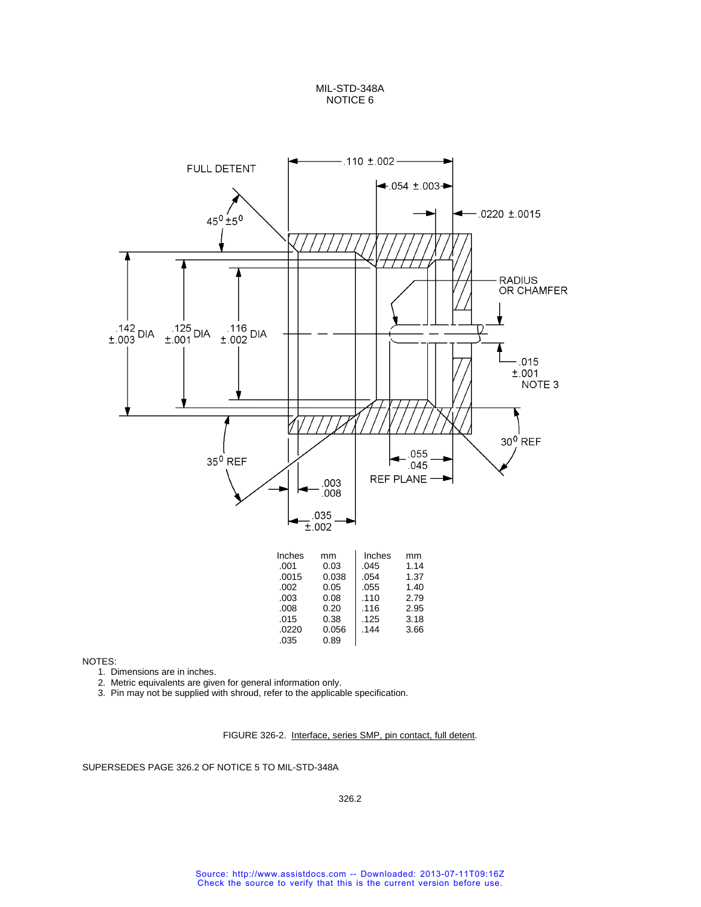FULL DETENT

.110 ±.002

.054 ±.003

.0220 ±.0015

45° ±5°

RADIUS OR CHAMFER

.142 ±.003 DIA

.125 ±.001 DIA

.116 ±.002 DIA

.015 ±.001 NOTE 3

30° REF

35° REF

.055 .045

REF PLANE

.003 .008

.035 ±.002

| Inches | mm | Inches | mm |
|---|---|---|---|
| .001 | 0.03 | .045 | 1.14 |
| .0015 | 0.038 | .054 | 1.37 |
| .002 | 0.05 | .055 | 1.40 |
| .003 | 0.08 | .110 | 2.79 |
| .008 | 0.20 | .116 | 2.95 |
| .015 | 0.38 | .125 | 3.18 |
| .0220 | 0.056 | .144 | 3.66 |
| .035 | 0.89 | | |

NOTES:

1. Dimensions are in inches.
2. Metric equivalents are given for general information only.
3. Pin may not be supplied with shroud, refer to the applicable specification.

FIGURE 326-2. Interface, series SMP, pin contact, full detent.

SUPERSEDES PAGE 326.2 OF NOTICE 5 TO MIL-STD-348A